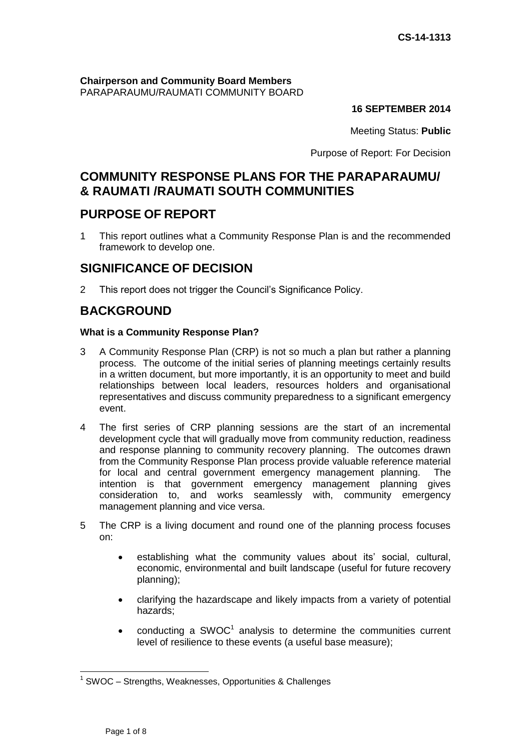CS-14-1313

**Chairperson and Community Board Members**
PARAPARAUMU/RAUMATI COMMUNITY BOARD

**16 SEPTEMBER 2014**

Meeting Status: **Public**

Purpose of Report: For Decision

## COMMUNITY RESPONSE PLANS FOR THE PARAPARAUMU/ & RAUMATI /RAUMATI SOUTH COMMUNITIES

## PURPOSE OF REPORT

1 This report outlines what a Community Response Plan is and the recommended framework to develop one.

## SIGNIFICANCE OF DECISION

2 This report does not trigger the Council's Significance Policy.

## BACKGROUND

**What is a Community Response Plan?**

3 A Community Response Plan (CRP) is not so much a plan but rather a planning process. The outcome of the initial series of planning meetings certainly results in a written document, but more importantly, it is an opportunity to meet and build relationships between local leaders, resources holders and organisational representatives and discuss community preparedness to a significant emergency event.

4 The first series of CRP planning sessions are the start of an incremental development cycle that will gradually move from community reduction, readiness and response planning to community recovery planning. The outcomes drawn from the Community Response Plan process provide valuable reference material for local and central government emergency management planning. The intention is that government emergency management planning gives consideration to, and works seamlessly with, community emergency management planning and vice versa.

5 The CRP is a living document and round one of the planning process focuses on:

- establishing what the community values about its' social, cultural, economic, environmental and built landscape (useful for future recovery planning);
- clarifying the hazardscape and likely impacts from a variety of potential hazards;
- conducting a SWOC[1] analysis to determine the communities current level of resilience to these events (a useful base measure);

[1] SWOC – Strengths, Weaknesses, Opportunities & Challenges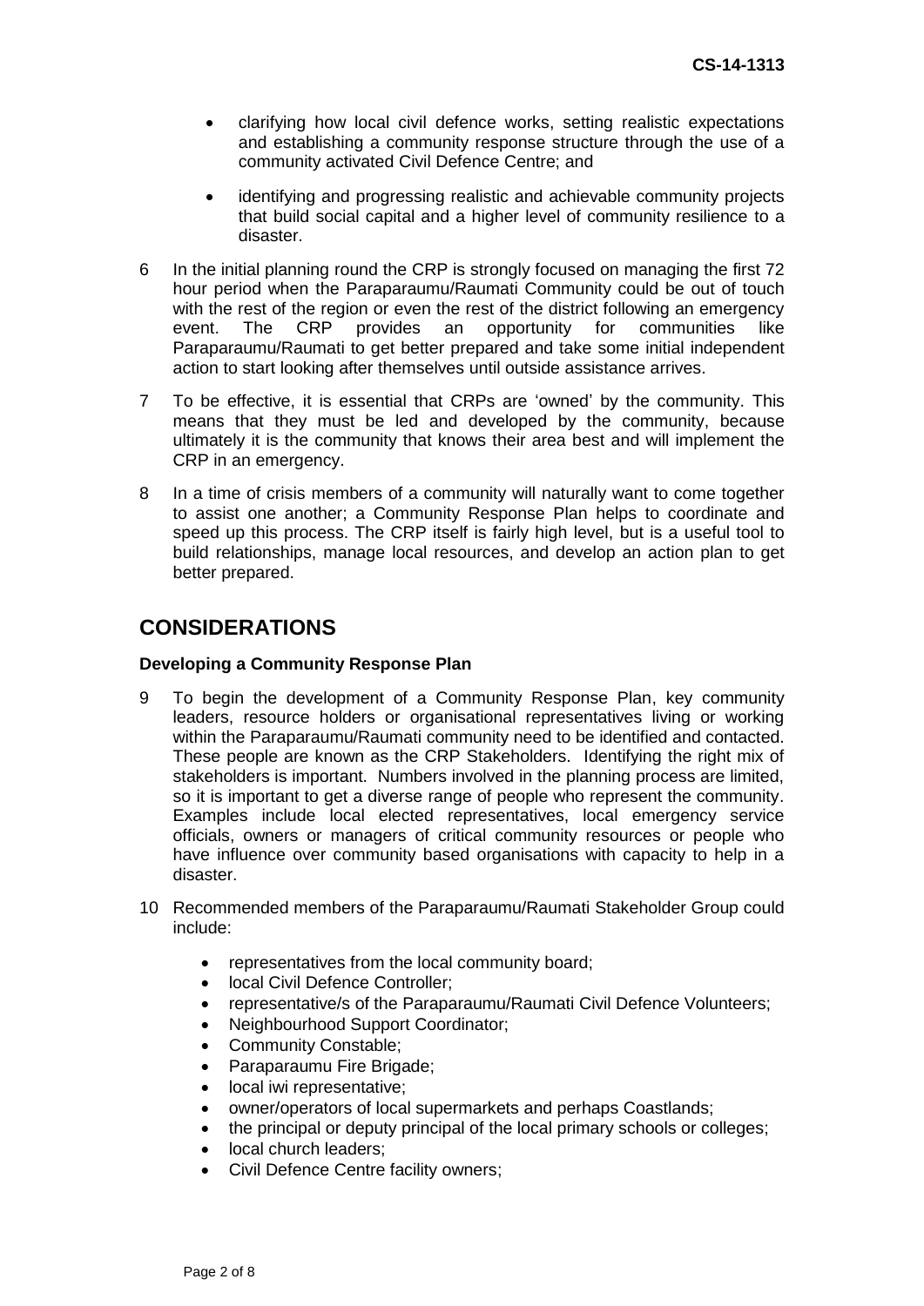- clarifying how local civil defence works, setting realistic expectations and establishing a community response structure through the use of a community activated Civil Defence Centre; and
- identifying and progressing realistic and achievable community projects that build social capital and a higher level of community resilience to a disaster.

6 In the initial planning round the CRP is strongly focused on managing the first 72 hour period when the Paraparaumu/Raumati Community could be out of touch with the rest of the region or even the rest of the district following an emergency event. The CRP provides an opportunity for communities like Paraparaumu/Raumati to get better prepared and take some initial independent action to start looking after themselves until outside assistance arrives.

7 To be effective, it is essential that CRPs are 'owned' by the community. This means that they must be led and developed by the community, because ultimately it is the community that knows their area best and will implement the CRP in an emergency.

8 In a time of crisis members of a community will naturally want to come together to assist one another; a Community Response Plan helps to coordinate and speed up this process. The CRP itself is fairly high level, but is a useful tool to build relationships, manage local resources, and develop an action plan to get better prepared.

## CONSIDERATIONS

**Developing a Community Response Plan**

9 To begin the development of a Community Response Plan, key community leaders, resource holders or organisational representatives living or working within the Paraparaumu/Raumati community need to be identified and contacted. These people are known as the CRP Stakeholders. Identifying the right mix of stakeholders is important. Numbers involved in the planning process are limited, so it is important to get a diverse range of people who represent the community. Examples include local elected representatives, local emergency service officials, owners or managers of critical community resources or people who have influence over community based organisations with capacity to help in a disaster.

10 Recommended members of the Paraparaumu/Raumati Stakeholder Group could include:

- representatives from the local community board;
- local Civil Defence Controller;
- representative/s of the Paraparaumu/Raumati Civil Defence Volunteers;
- Neighbourhood Support Coordinator;
- Community Constable;
- Paraparaumu Fire Brigade;
- local iwi representative;
- owner/operators of local supermarkets and perhaps Coastlands;
- the principal or deputy principal of the local primary schools or colleges;
- local church leaders;
- Civil Defence Centre facility owners;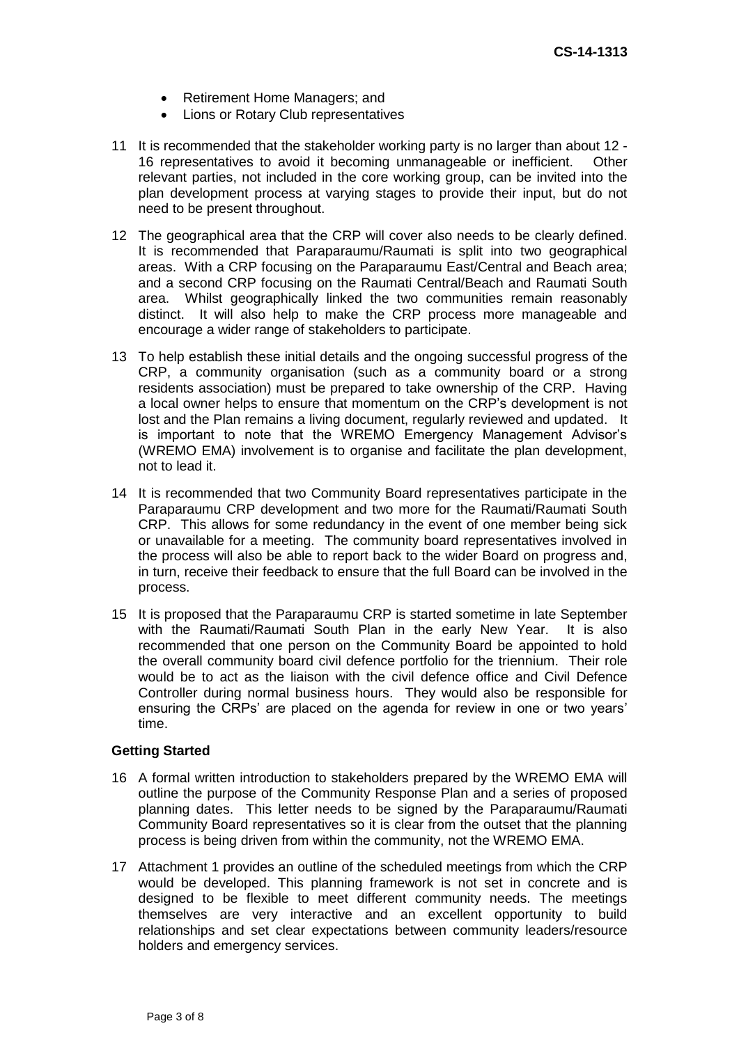- Retirement Home Managers; and
- Lions or Rotary Club representatives

11 It is recommended that the stakeholder working party is no larger than about 12 - 16 representatives to avoid it becoming unmanageable or inefficient. Other relevant parties, not included in the core working group, can be invited into the plan development process at varying stages to provide their input, but do not need to be present throughout.

12 The geographical area that the CRP will cover also needs to be clearly defined. It is recommended that Paraparaumu/Raumati is split into two geographical areas. With a CRP focusing on the Paraparaumu East/Central and Beach area; and a second CRP focusing on the Raumati Central/Beach and Raumati South area. Whilst geographically linked the two communities remain reasonably distinct. It will also help to make the CRP process more manageable and encourage a wider range of stakeholders to participate.

13 To help establish these initial details and the ongoing successful progress of the CRP, a community organisation (such as a community board or a strong residents association) must be prepared to take ownership of the CRP. Having a local owner helps to ensure that momentum on the CRP's development is not lost and the Plan remains a living document, regularly reviewed and updated. It is important to note that the WREMO Emergency Management Advisor's (WREMO EMA) involvement is to organise and facilitate the plan development, not to lead it.

14 It is recommended that two Community Board representatives participate in the Paraparaumu CRP development and two more for the Raumati/Raumati South CRP. This allows for some redundancy in the event of one member being sick or unavailable for a meeting. The community board representatives involved in the process will also be able to report back to the wider Board on progress and, in turn, receive their feedback to ensure that the full Board can be involved in the process.

15 It is proposed that the Paraparaumu CRP is started sometime in late September with the Raumati/Raumati South Plan in the early New Year. It is also recommended that one person on the Community Board be appointed to hold the overall community board civil defence portfolio for the triennium. Their role would be to act as the liaison with the civil defence office and Civil Defence Controller during normal business hours. They would also be responsible for ensuring the CRPs' are placed on the agenda for review in one or two years' time.

**Getting Started**

16 A formal written introduction to stakeholders prepared by the WREMO EMA will outline the purpose of the Community Response Plan and a series of proposed planning dates. This letter needs to be signed by the Paraparaumu/Raumati Community Board representatives so it is clear from the outset that the planning process is being driven from within the community, not the WREMO EMA.

17 Attachment 1 provides an outline of the scheduled meetings from which the CRP would be developed. This planning framework is not set in concrete and is designed to be flexible to meet different community needs. The meetings themselves are very interactive and an excellent opportunity to build relationships and set clear expectations between community leaders/resource holders and emergency services.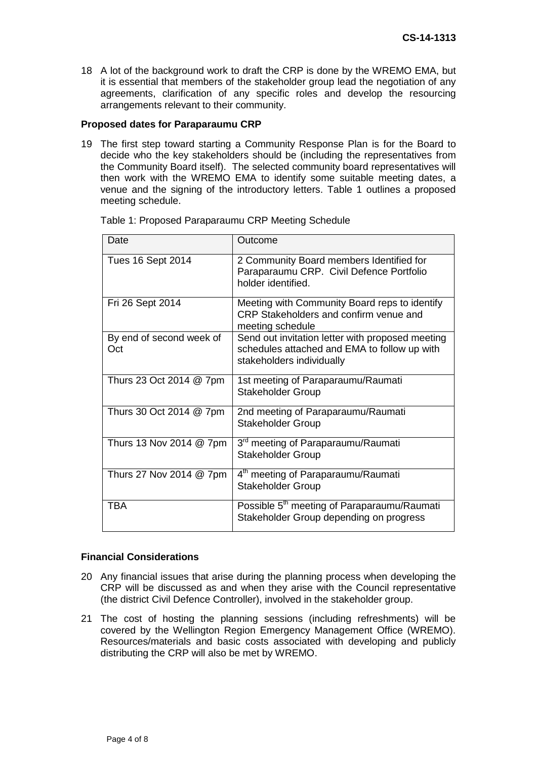18 A lot of the background work to draft the CRP is done by the WREMO EMA, but it is essential that members of the stakeholder group lead the negotiation of any agreements, clarification of any specific roles and develop the resourcing arrangements relevant to their community.

**Proposed dates for Paraparaumu CRP**

19 The first step toward starting a Community Response Plan is for the Board to decide who the key stakeholders should be (including the representatives from the Community Board itself). The selected community board representatives will then work with the WREMO EMA to identify some suitable meeting dates, a venue and the signing of the introductory letters. Table 1 outlines a proposed meeting schedule.

Table 1: Proposed Paraparaumu CRP Meeting Schedule

| Date | Outcome |
|---|---|
| Tues 16 Sept 2014 | 2 Community Board members Identified for Paraparaumu CRP. Civil Defence Portfolio holder identified. |
| Fri 26 Sept 2014 | Meeting with Community Board reps to identify CRP Stakeholders and confirm venue and meeting schedule |
| By end of second week of Oct | Send out invitation letter with proposed meeting schedules attached and EMA to follow up with stakeholders individually |
| Thurs 23 Oct 2014 @ 7pm | 1st meeting of Paraparaumu/Raumati Stakeholder Group |
| Thurs 30 Oct 2014 @ 7pm | 2nd meeting of Paraparaumu/Raumati Stakeholder Group |
| Thurs 13 Nov 2014 @ 7pm | 3rd meeting of Paraparaumu/Raumati Stakeholder Group |
| Thurs 27 Nov 2014 @ 7pm | 4th meeting of Paraparaumu/Raumati Stakeholder Group |
| TBA | Possible 5th meeting of Paraparaumu/Raumati Stakeholder Group depending on progress |

**Financial Considerations**

20 Any financial issues that arise during the planning process when developing the CRP will be discussed as and when they arise with the Council representative (the district Civil Defence Controller), involved in the stakeholder group.

21 The cost of hosting the planning sessions (including refreshments) will be covered by the Wellington Region Emergency Management Office (WREMO). Resources/materials and basic costs associated with developing and publicly distributing the CRP will also be met by WREMO.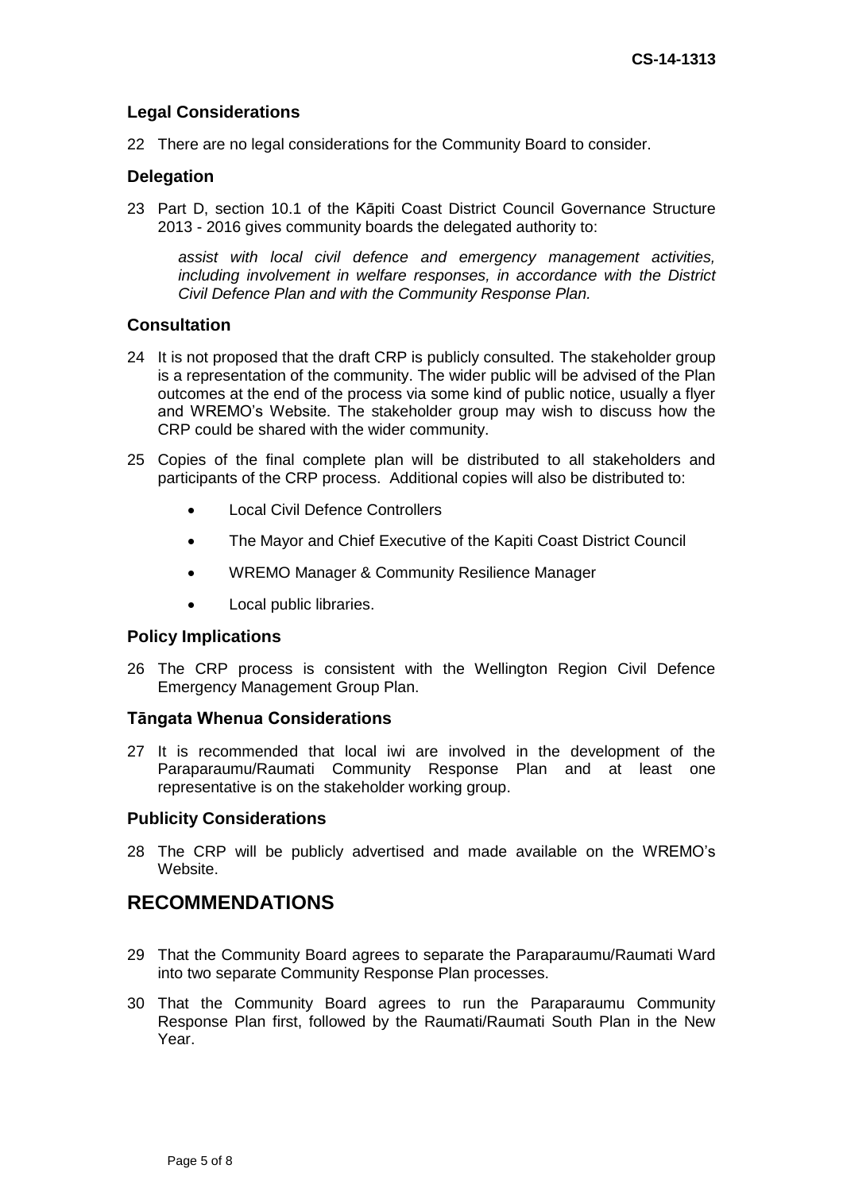### Legal Considerations

22 There are no legal considerations for the Community Board to consider.

### Delegation

23 Part D, section 10.1 of the Kāpiti Coast District Council Governance Structure 2013 - 2016 gives community boards the delegated authority to:

*assist with local civil defence and emergency management activities, including involvement in welfare responses, in accordance with the District Civil Defence Plan and with the Community Response Plan.*

### Consultation

24 It is not proposed that the draft CRP is publicly consulted. The stakeholder group is a representation of the community. The wider public will be advised of the Plan outcomes at the end of the process via some kind of public notice, usually a flyer and WREMO's Website. The stakeholder group may wish to discuss how the CRP could be shared with the wider community.

25 Copies of the final complete plan will be distributed to all stakeholders and participants of the CRP process. Additional copies will also be distributed to:

- Local Civil Defence Controllers
- The Mayor and Chief Executive of the Kapiti Coast District Council
- WREMO Manager & Community Resilience Manager
- Local public libraries.

### Policy Implications

26 The CRP process is consistent with the Wellington Region Civil Defence Emergency Management Group Plan.

### Tāngata Whenua Considerations

27 It is recommended that local iwi are involved in the development of the Paraparaumu/Raumati Community Response Plan and at least one representative is on the stakeholder working group.

### Publicity Considerations

28 The CRP will be publicly advertised and made available on the WREMO's Website.

## RECOMMENDATIONS

29 That the Community Board agrees to separate the Paraparaumu/Raumati Ward into two separate Community Response Plan processes.

30 That the Community Board agrees to run the Paraparaumu Community Response Plan first, followed by the Raumati/Raumati South Plan in the New Year.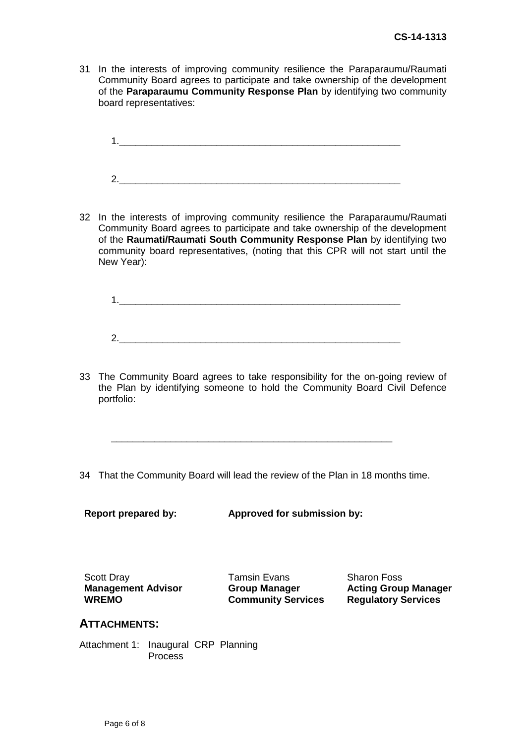31 In the interests of improving community resilience the Paraparaumu/Raumati Community Board agrees to participate and take ownership of the development of the **Paraparaumu Community Response Plan** by identifying two community board representatives:

1.\_\_\_\_\_\_\_\_\_\_\_\_\_\_\_\_\_\_\_\_\_\_\_\_\_\_\_\_\_\_\_\_\_\_\_\_\_\_\_\_\_\_\_\_\_\_\_\_\_\_\_\_

2.\_\_\_\_\_\_\_\_\_\_\_\_\_\_\_\_\_\_\_\_\_\_\_\_\_\_\_\_\_\_\_\_\_\_\_\_\_\_\_\_\_\_\_\_\_\_\_\_\_\_\_\_

32 In the interests of improving community resilience the Paraparaumu/Raumati Community Board agrees to participate and take ownership of the development of the **Raumati/Raumati South Community Response Plan** by identifying two community board representatives, (noting that this CPR will not start until the New Year):

1.\_\_\_\_\_\_\_\_\_\_\_\_\_\_\_\_\_\_\_\_\_\_\_\_\_\_\_\_\_\_\_\_\_\_\_\_\_\_\_\_\_\_\_\_\_\_\_\_\_\_\_\_

2.\_\_\_\_\_\_\_\_\_\_\_\_\_\_\_\_\_\_\_\_\_\_\_\_\_\_\_\_\_\_\_\_\_\_\_\_\_\_\_\_\_\_\_\_\_\_\_\_\_\_\_\_

33 The Community Board agrees to take responsibility for the on-going review of the Plan by identifying someone to hold the Community Board Civil Defence portfolio:

\_\_\_\_\_\_\_\_\_\_\_\_\_\_\_\_\_\_\_\_\_\_\_\_\_\_\_\_\_\_\_\_\_\_\_\_\_\_\_\_\_\_\_\_\_\_\_\_\_\_\_\_

34 That the Community Board will lead the review of the Plan in 18 months time.

| **Report prepared by:** | **Approved for submission by:** | |
|---|---|---|
| Scott Dray<br>**Management Advisor**<br>**WREMO** | Tamsin Evans<br>**Group Manager**<br>**Community Services** | Sharon Foss<br>**Acting Group Manager**<br>**Regulatory Services** |

## ATTACHMENTS:

Attachment 1: Inaugural CRP Planning Process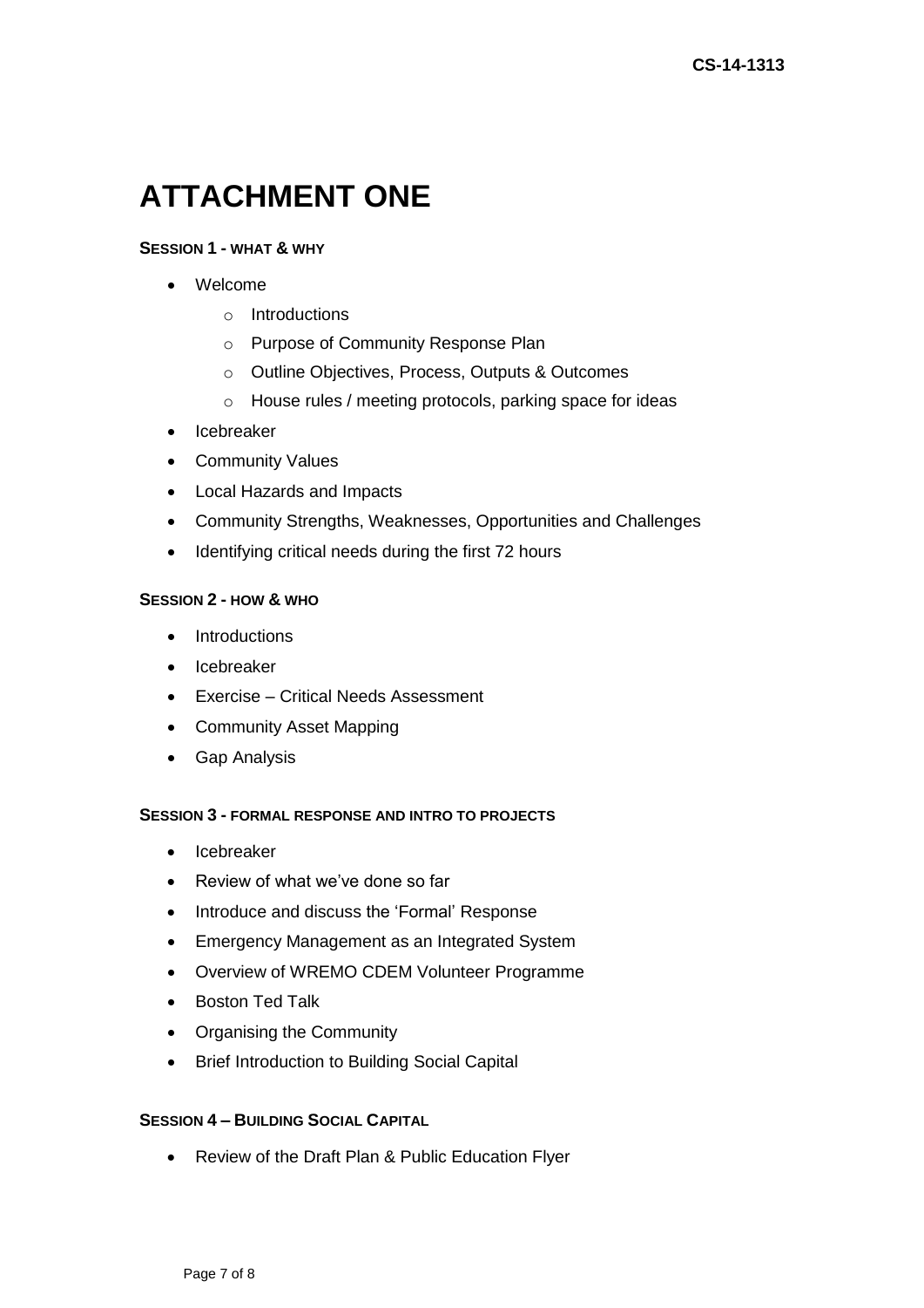# ATTACHMENT ONE

**SESSION 1 - WHAT & WHY**

- Welcome
  - Introductions
  - Purpose of Community Response Plan
  - Outline Objectives, Process, Outputs & Outcomes
  - House rules / meeting protocols, parking space for ideas
- Icebreaker
- Community Values
- Local Hazards and Impacts
- Community Strengths, Weaknesses, Opportunities and Challenges
- Identifying critical needs during the first 72 hours

**SESSION 2 - HOW & WHO**

- Introductions
- Icebreaker
- Exercise – Critical Needs Assessment
- Community Asset Mapping
- Gap Analysis

**SESSION 3 - FORMAL RESPONSE AND INTRO TO PROJECTS**

- Icebreaker
- Review of what we've done so far
- Introduce and discuss the 'Formal' Response
- Emergency Management as an Integrated System
- Overview of WREMO CDEM Volunteer Programme
- Boston Ted Talk
- Organising the Community
- Brief Introduction to Building Social Capital

**SESSION 4 – BUILDING SOCIAL CAPITAL**

- Review of the Draft Plan & Public Education Flyer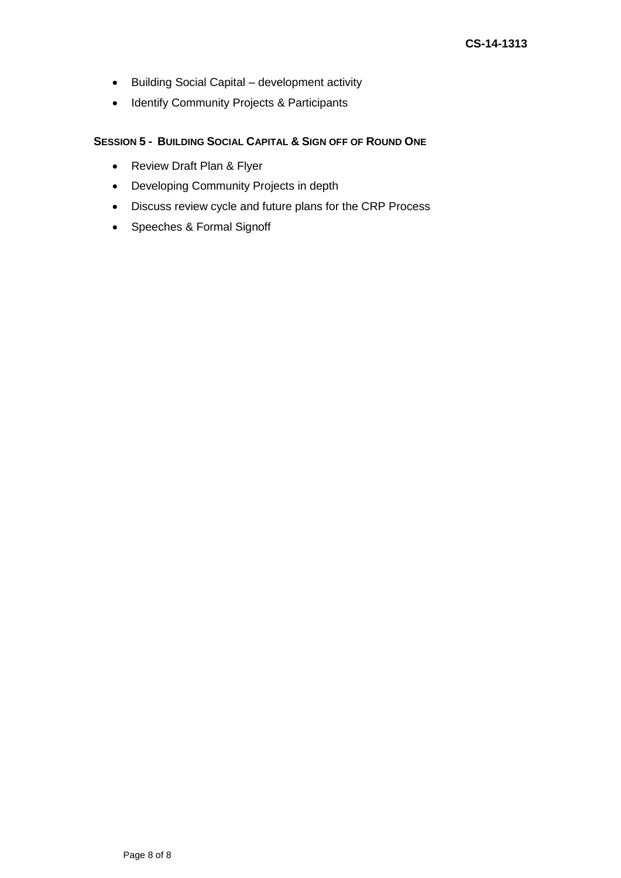- Building Social Capital – development activity
- Identify Community Projects & Participants

**SESSION 5 - BUILDING SOCIAL CAPITAL & SIGN OFF OF ROUND ONE**

- Review Draft Plan & Flyer
- Developing Community Projects in depth
- Discuss review cycle and future plans for the CRP Process
- Speeches & Formal Signoff